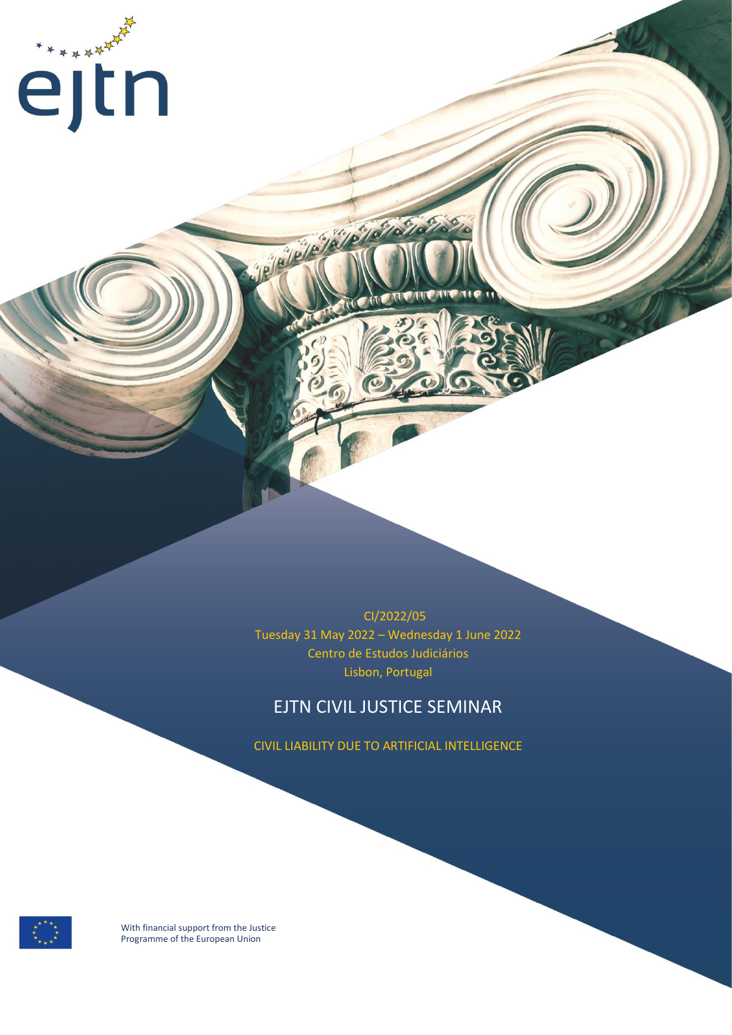ejtn

CI/2022/05
Tuesday 31 May 2022 – Wednesday 1 June 2022
Centro de Estudos Judiciários
Lisbon, Portugal

# EJTN CIVIL JUSTICE SEMINAR

## CIVIL LIABILITY DUE TO ARTIFICIAL INTELLIGENCE

With financial support from the Justice Programme of the European Union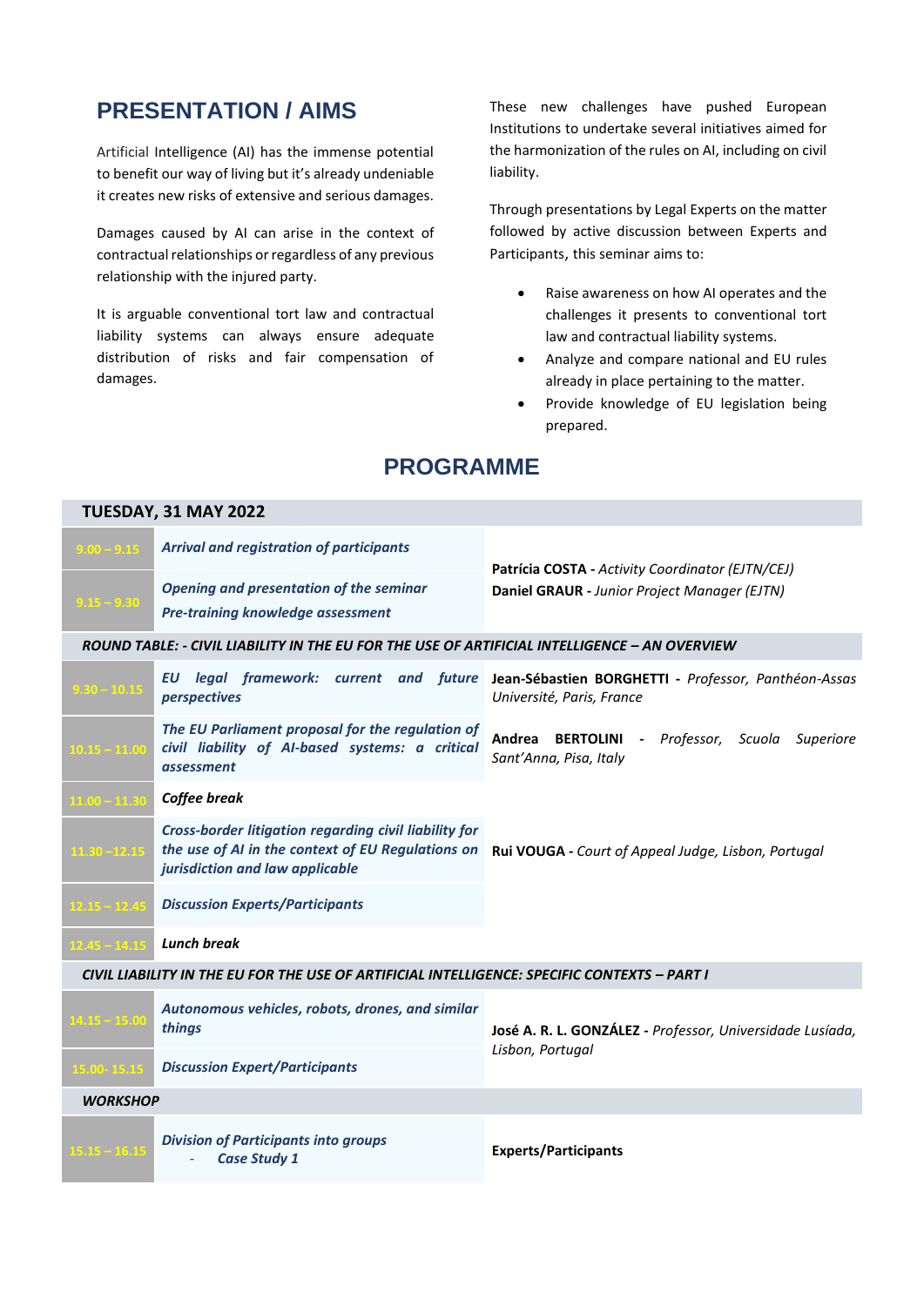## PRESENTATION / AIMS

Artificial Intelligence (AI) has the immense potential to benefit our way of living but it's already undeniable it creates new risks of extensive and serious damages.

Damages caused by AI can arise in the context of contractual relationships or regardless of any previous relationship with the injured party.

It is arguable conventional tort law and contractual liability systems can always ensure adequate distribution of risks and fair compensation of damages.

These new challenges have pushed European Institutions to undertake several initiatives aimed for the harmonization of the rules on AI, including on civil liability.

Through presentations by Legal Experts on the matter followed by active discussion between Experts and Participants, this seminar aims to:

- Raise awareness on how AI operates and the challenges it presents to conventional tort law and contractual liability systems.
- Analyze and compare national and EU rules already in place pertaining to the matter.
- Provide knowledge of EU legislation being prepared.

## PROGRAMME

| **TUESDAY, 31 MAY 2022** | | |
|---|---|---|
| 9.00 – 9.15 | ***Arrival and registration of participants*** | **Patrícia COSTA** - *Activity Coordinator (EJTN/CEJ)* **Daniel GRAUR** - *Junior Project Manager (EJTN)* |
| 9.15 – 9.30 | ***Opening and presentation of the seminar*** ***Pre-training knowledge assessment*** | |
| ***ROUND TABLE: - CIVIL LIABILITY IN THE EU FOR THE USE OF ARTIFICIAL INTELLIGENCE – AN OVERVIEW*** | | |
| 9.30 – 10.15 | ***EU legal framework: current and future perspectives*** | **Jean-Sébastien BORGHETTI** - *Professor, Panthéon-Assas Université, Paris, France* |
| 10.15 – 11.00 | ***The EU Parliament proposal for the regulation of civil liability of AI-based systems: a critical assessment*** | **Andrea BERTOLINI** - *Professor, Scuola Superiore Sant'Anna, Pisa, Italy* |
| 11.00 – 11.30 | ***Coffee break*** | |
| 11.30 –12.15 | ***Cross-border litigation regarding civil liability for the use of AI in the context of EU Regulations on jurisdiction and law applicable*** | **Rui VOUGA** - *Court of Appeal Judge, Lisbon, Portugal* |
| 12.15 – 12.45 | ***Discussion Experts/Participants*** | |
| 12.45 – 14.15 | ***Lunch break*** | |
| ***CIVIL LIABILITY IN THE EU FOR THE USE OF ARTIFICIAL INTELLIGENCE: SPECIFIC CONTEXTS – PART I*** | | |
| 14.15 – 15.00 | ***Autonomous vehicles, robots, drones, and similar things*** | **José A. R. L. GONZÁLEZ** - *Professor, Universidade Lusíada, Lisbon, Portugal* |
| 15.00- 15.15 | ***Discussion Expert/Participants*** | |
| ***WORKSHOP*** | | |
| 15.15 – 16.15 | ***Division of Participants into groups*** - ***Case Study 1*** | **Experts/Participants** |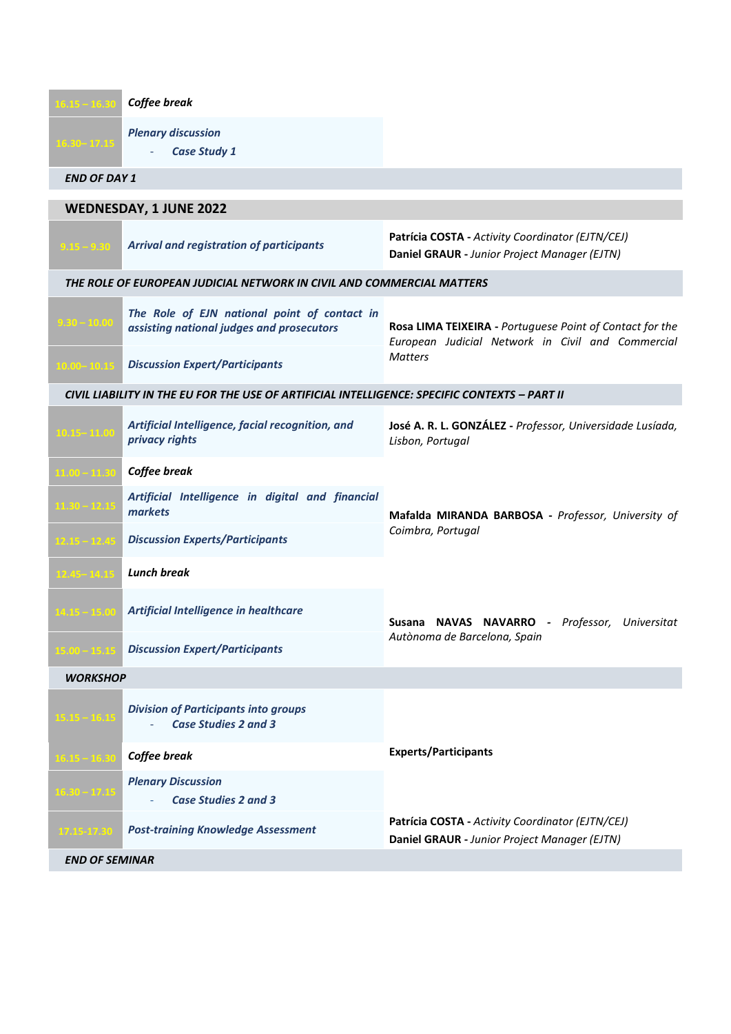| | | |
|---|---|---|
| 16.15 – 16.30 | ***Coffee break*** | |
| 16.30– 17.15 | ***Plenary discussion***<br>- ***Case Study 1*** | |
| ***END OF DAY 1*** | | |
| **WEDNESDAY, 1 JUNE 2022** | | |
| 9.15 – 9.30 | ***Arrival and registration of participants*** | **Patrícia COSTA -** *Activity Coordinator (EJTN/CEJ)*<br>**Daniel GRAUR -** *Junior Project Manager (EJTN)* |
| ***THE ROLE OF EUROPEAN JUDICIAL NETWORK IN CIVIL AND COMMERCIAL MATTERS*** | | |
| 9.30 – 10.00 | ***The Role of EJN national point of contact in assisting national judges and prosecutors*** | **Rosa LIMA TEIXEIRA -** *Portuguese Point of Contact for the European Judicial Network in Civil and Commercial Matters* |
| 10.00– 10.15 | ***Discussion Expert/Participants*** | |
| ***CIVIL LIABILITY IN THE EU FOR THE USE OF ARTIFICIAL INTELLIGENCE: SPECIFIC CONTEXTS – PART II*** | | |
| 10.15– 11.00 | ***Artificial Intelligence, facial recognition, and privacy rights*** | **José A. R. L. GONZÁLEZ -** *Professor, Universidade Lusíada, Lisbon, Portugal* |
| 11.00 – 11.30 | ***Coffee break*** | |
| 11.30 – 12.15 | ***Artificial Intelligence in digital and financial markets*** | **Mafalda MIRANDA BARBOSA -** *Professor, University of Coimbra, Portugal* |
| 12.15 – 12.45 | ***Discussion Experts/Participants*** | |
| 12.45– 14.15 | ***Lunch break*** | |
| 14.15 – 15.00 | ***Artificial Intelligence in healthcare*** | **Susana NAVAS NAVARRO -** *Professor, Universitat Autònoma de Barcelona, Spain* |
| 15.00 – 15.15 | ***Discussion Expert/Participants*** | |
| ***WORKSHOP*** | | |
| 15.15 – 16.15 | ***Division of Participants into groups***<br>- ***Case Studies 2 and 3*** | **Experts/Participants** |
| 16.15 – 16.30 | ***Coffee break*** | |
| 16.30 – 17.15 | ***Plenary Discussion***<br>- ***Case Studies 2 and 3*** | |
| 17.15-17.30 | ***Post-training Knowledge Assessment*** | **Patrícia COSTA -** *Activity Coordinator (EJTN/CEJ)*<br>**Daniel GRAUR -** *Junior Project Manager (EJTN)* |
| ***END OF SEMINAR*** | | |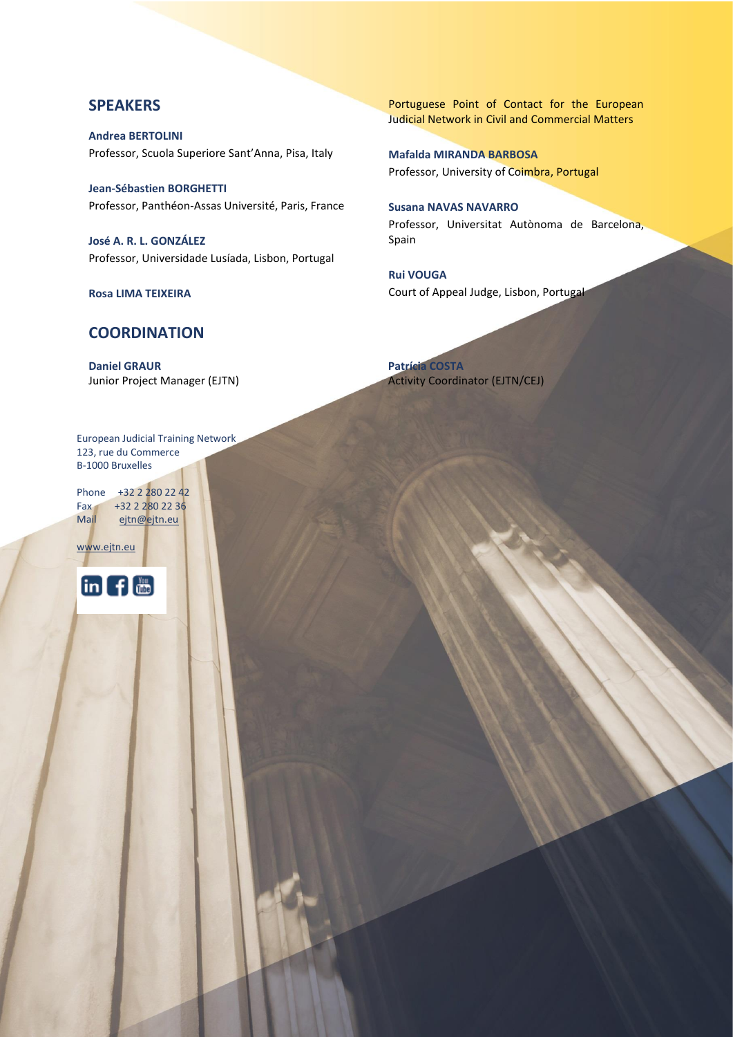## SPEAKERS

**Andrea BERTOLINI**
Professor, Scuola Superiore Sant'Anna, Pisa, Italy

**Jean-Sébastien BORGHETTI**
Professor, Panthéon-Assas Université, Paris, France

**José A. R. L. GONZÁLEZ**
Professor, Universidade Lusíada, Lisbon, Portugal

**Rosa LIMA TEIXEIRA**
Portuguese Point of Contact for the European Judicial Network in Civil and Commercial Matters

**Mafalda MIRANDA BARBOSA**
Professor, University of Coimbra, Portugal

**Susana NAVAS NAVARRO**
Professor, Universitat Autònoma de Barcelona, Spain

**Rui VOUGA**
Court of Appeal Judge, Lisbon, Portugal

## COORDINATION

**Daniel GRAUR**
Junior Project Manager (EJTN)

**Patrícia COSTA**
Activity Coordinator (EJTN/CEJ)

European Judicial Training Network
123, rue du Commerce
B-1000 Bruxelles

Phone +32 2 280 22 42
Fax +32 2 280 22 36
Mail ejtn@ejtn.eu

www.ejtn.eu